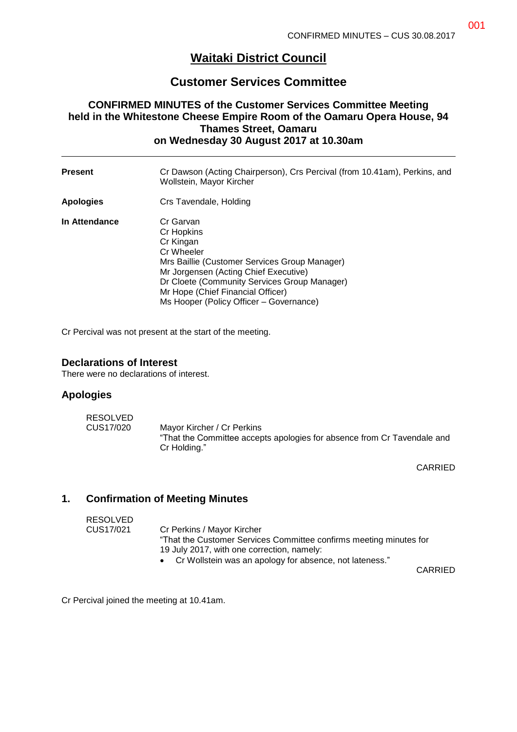# Waitaki District Council

## Customer Services Committee

### CONFIRMED MINUTES of the Customer Services Committee Meeting held in the Whitestone Cheese Empire Room of the Oamaru Opera House, 94 Thames Street, Oamaru on Wednesday 30 August 2017 at 10.30am

---

| | |
|---|---|
| **Present** | Cr Dawson (Acting Chairperson), Crs Percival (from 10.41am), Perkins, and Wollstein, Mayor Kircher |
| **Apologies** | Crs Tavendale, Holding |
| **In Attendance** | Cr Garvan<br>Cr Hopkins<br>Cr Kingan<br>Cr Wheeler<br>Mrs Baillie (Customer Services Group Manager)<br>Mr Jorgensen (Acting Chief Executive)<br>Dr Cloete (Community Services Group Manager)<br>Mr Hope (Chief Financial Officer)<br>Ms Hooper (Policy Officer – Governance) |

Cr Percival was not present at the start of the meeting.

### Declarations of Interest

There were no declarations of interest.

### Apologies

RESOLVED
CUS17/020 Mayor Kircher / Cr Perkins
"That the Committee accepts apologies for absence from Cr Tavendale and Cr Holding."

CARRIED

## 1. Confirmation of Meeting Minutes

RESOLVED
CUS17/021 Cr Perkins / Mayor Kircher
"That the Customer Services Committee confirms meeting minutes for 19 July 2017, with one correction, namely:

- Cr Wollstein was an apology for absence, not lateness."

CARRIED

Cr Percival joined the meeting at 10.41am.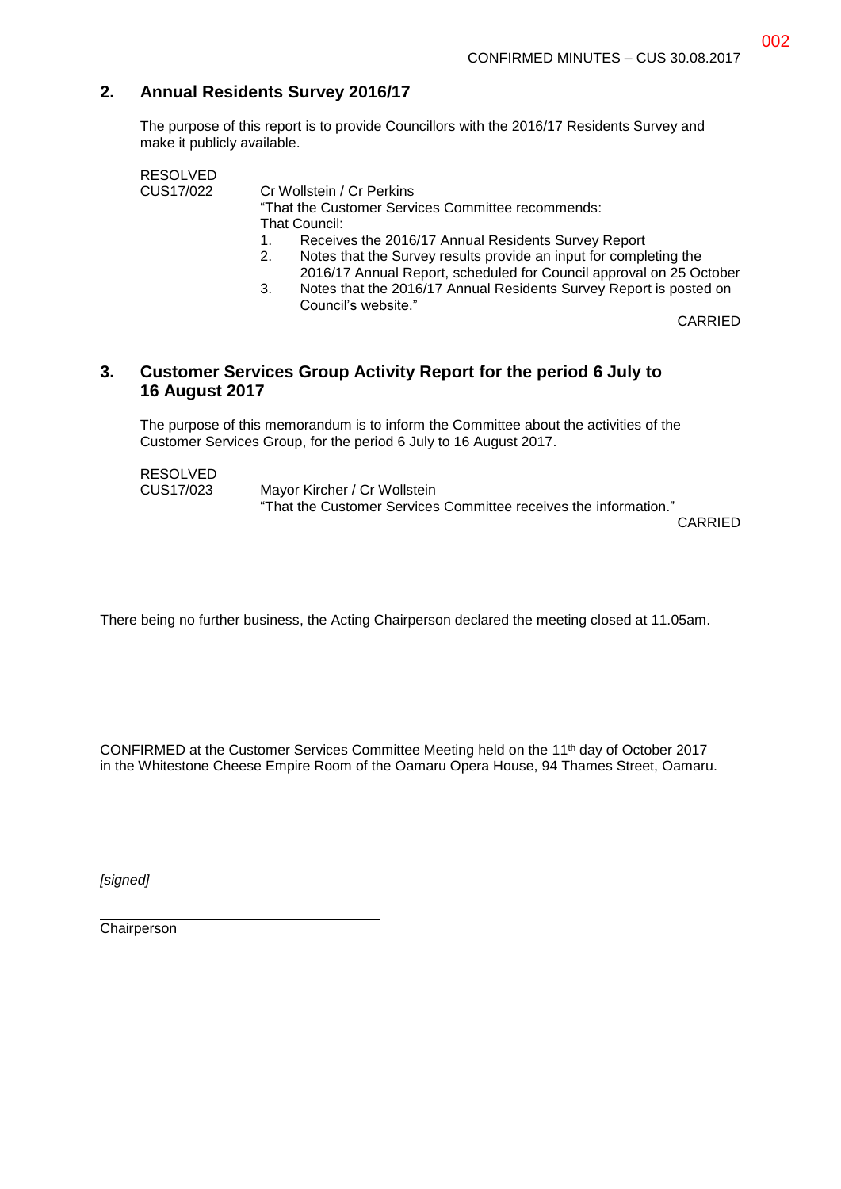## 2. Annual Residents Survey 2016/17

The purpose of this report is to provide Councillors with the 2016/17 Residents Survey and make it publicly available.

RESOLVED
CUS17/022 Cr Wollstein / Cr Perkins

"That the Customer Services Committee recommends:

That Council:

1. Receives the 2016/17 Annual Residents Survey Report
2. Notes that the Survey results provide an input for completing the 2016/17 Annual Report, scheduled for Council approval on 25 October
3. Notes that the 2016/17 Annual Residents Survey Report is posted on Council's website."

CARRIED

## 3. Customer Services Group Activity Report for the period 6 July to 16 August 2017

The purpose of this memorandum is to inform the Committee about the activities of the Customer Services Group, for the period 6 July to 16 August 2017.

RESOLVED
CUS17/023 Mayor Kircher / Cr Wollstein

"That the Customer Services Committee receives the information."

CARRIED

There being no further business, the Acting Chairperson declared the meeting closed at 11.05am.

CONFIRMED at the Customer Services Committee Meeting held on the 11th day of October 2017 in the Whitestone Cheese Empire Room of the Oamaru Opera House, 94 Thames Street, Oamaru.

*[signed]*

Chairperson